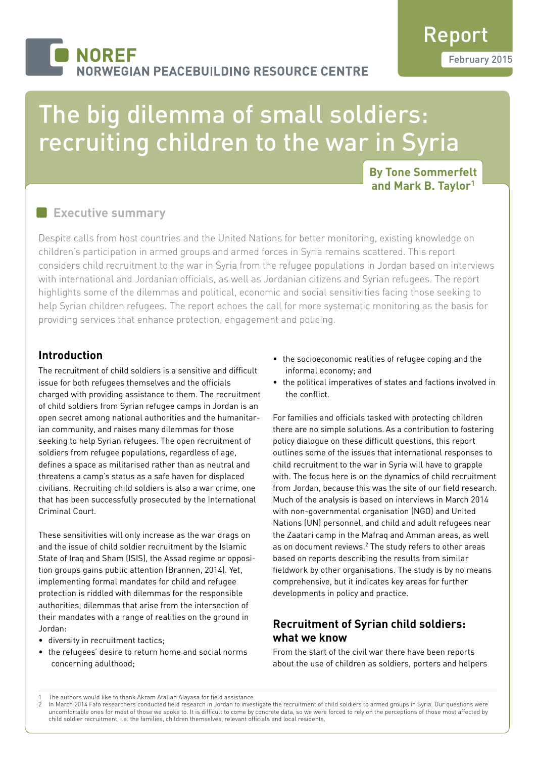NOREF NORWEGIAN PEACEBUILDING RESOURCE CENTRE

Report
February 2015

# The big dilemma of small soldiers: recruiting children to the war in Syria

**By Tone Sommerfelt and Mark B. Taylor**[1]

## Executive summary

Despite calls from host countries and the United Nations for better monitoring, existing knowledge on children's participation in armed groups and armed forces in Syria remains scattered. This report considers child recruitment to the war in Syria from the refugee populations in Jordan based on interviews with international and Jordanian officials, as well as Jordanian citizens and Syrian refugees. The report highlights some of the dilemmas and political, economic and social sensitivities facing those seeking to help Syrian children refugees. The report echoes the call for more systematic monitoring as the basis for providing services that enhance protection, engagement and policing.

## Introduction

The recruitment of child soldiers is a sensitive and difficult issue for both refugees themselves and the officials charged with providing assistance to them. The recruitment of child soldiers from Syrian refugee camps in Jordan is an open secret among national authorities and the humanitarian community, and raises many dilemmas for those seeking to help Syrian refugees. The open recruitment of soldiers from refugee populations, regardless of age, defines a space as militarised rather than as neutral and threatens a camp's status as a safe haven for displaced civilians. Recruiting child soldiers is also a war crime, one that has been successfully prosecuted by the International Criminal Court.

These sensitivities will only increase as the war drags on and the issue of child soldier recruitment by the Islamic State of Iraq and Sham (ISIS), the Assad regime or opposition groups gains public attention (Brannen, 2014). Yet, implementing formal mandates for child and refugee protection is riddled with dilemmas for the responsible authorities, dilemmas that arise from the intersection of their mandates with a range of realities on the ground in Jordan:

- diversity in recruitment tactics;
- the refugees' desire to return home and social norms concerning adulthood;
- the socioeconomic realities of refugee coping and the informal economy; and
- the political imperatives of states and factions involved in the conflict.

For families and officials tasked with protecting children there are no simple solutions. As a contribution to fostering policy dialogue on these difficult questions, this report outlines some of the issues that international responses to child recruitment to the war in Syria will have to grapple with. The focus here is on the dynamics of child recruitment from Jordan, because this was the site of our field research. Much of the analysis is based on interviews in March 2014 with non-governmental organisation (NGO) and United Nations (UN) personnel, and child and adult refugees near the Zaatari camp in the Mafraq and Amman areas, as well as on document reviews.[2] The study refers to other areas based on reports describing the results from similar fieldwork by other organisations. The study is by no means comprehensive, but it indicates key areas for further developments in policy and practice.

## Recruitment of Syrian child soldiers: what we know

From the start of the civil war there have been reports about the use of children as soldiers, porters and helpers

---

1 The authors would like to thank Akram Atallah Alayasa for field assistance.

2 In March 2014 Fafo researchers conducted field research in Jordan to investigate the recruitment of child soldiers to armed groups in Syria. Our questions were uncomfortable ones for most of those we spoke to. It is difficult to come by concrete data, so we were forced to rely on the perceptions of those most affected by child soldier recruitment, i.e. the families, children themselves, relevant officials and local residents.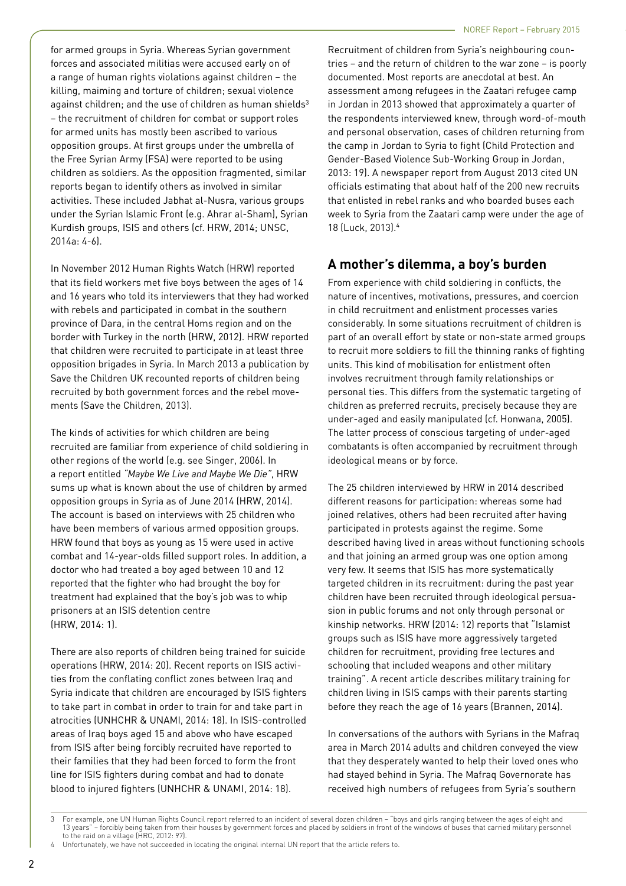for armed groups in Syria. Whereas Syrian government forces and associated militias were accused early on of a range of human rights violations against children – the killing, maiming and torture of children; sexual violence against children; and the use of children as human shields[3] – the recruitment of children for combat or support roles for armed units has mostly been ascribed to various opposition groups. At first groups under the umbrella of the Free Syrian Army (FSA) were reported to be using children as soldiers. As the opposition fragmented, similar reports began to identify others as involved in similar activities. These included Jabhat al-Nusra, various groups under the Syrian Islamic Front (e.g. Ahrar al-Sham), Syrian Kurdish groups, ISIS and others (cf. HRW, 2014; UNSC, 2014a: 4-6).

In November 2012 Human Rights Watch (HRW) reported that its field workers met five boys between the ages of 14 and 16 years who told its interviewers that they had worked with rebels and participated in combat in the southern province of Dara, in the central Homs region and on the border with Turkey in the north (HRW, 2012). HRW reported that children were recruited to participate in at least three opposition brigades in Syria. In March 2013 a publication by Save the Children UK recounted reports of children being recruited by both government forces and the rebel movements (Save the Children, 2013).

The kinds of activities for which children are being recruited are familiar from experience of child soldiering in other regions of the world (e.g. see Singer, 2006). In a report entitled *"Maybe We Live and Maybe We Die"*, HRW sums up what is known about the use of children by armed opposition groups in Syria as of June 2014 (HRW, 2014). The account is based on interviews with 25 children who have been members of various armed opposition groups. HRW found that boys as young as 15 were used in active combat and 14-year-olds filled support roles. In addition, a doctor who had treated a boy aged between 10 and 12 reported that the fighter who had brought the boy for treatment had explained that the boy's job was to whip prisoners at an ISIS detention centre (HRW, 2014: 1).

There are also reports of children being trained for suicide operations (HRW, 2014: 20). Recent reports on ISIS activities from the conflating conflict zones between Iraq and Syria indicate that children are encouraged by ISIS fighters to take part in combat in order to train for and take part in atrocities (UNHCHR & UNAMI, 2014: 18). In ISIS-controlled areas of Iraq boys aged 15 and above who have escaped from ISIS after being forcibly recruited have reported to their families that they had been forced to form the front line for ISIS fighters during combat and had to donate blood to injured fighters (UNHCHR & UNAMI, 2014: 18).

Recruitment of children from Syria's neighbouring countries – and the return of children to the war zone – is poorly documented. Most reports are anecdotal at best. An assessment among refugees in the Zaatari refugee camp in Jordan in 2013 showed that approximately a quarter of the respondents interviewed knew, through word-of-mouth and personal observation, cases of children returning from the camp in Jordan to Syria to fight (Child Protection and Gender-Based Violence Sub-Working Group in Jordan, 2013: 19). A newspaper report from August 2013 cited UN officials estimating that about half of the 200 new recruits that enlisted in rebel ranks and who boarded buses each week to Syria from the Zaatari camp were under the age of 18 (Luck, 2013).[4]

## A mother's dilemma, a boy's burden

From experience with child soldiering in conflicts, the nature of incentives, motivations, pressures, and coercion in child recruitment and enlistment processes varies considerably. In some situations recruitment of children is part of an overall effort by state or non-state armed groups to recruit more soldiers to fill the thinning ranks of fighting units. This kind of mobilisation for enlistment often involves recruitment through family relationships or personal ties. This differs from the systematic targeting of children as preferred recruits, precisely because they are under-aged and easily manipulated (cf. Honwana, 2005). The latter process of conscious targeting of under-aged combatants is often accompanied by recruitment through ideological means or by force.

The 25 children interviewed by HRW in 2014 described different reasons for participation: whereas some had joined relatives, others had been recruited after having participated in protests against the regime. Some described having lived in areas without functioning schools and that joining an armed group was one option among very few. It seems that ISIS has more systematically targeted children in its recruitment: during the past year children have been recruited through ideological persuasion in public forums and not only through personal or kinship networks. HRW (2014: 12) reports that "Islamist groups such as ISIS have more aggressively targeted children for recruitment, providing free lectures and schooling that included weapons and other military training". A recent article describes military training for children living in ISIS camps with their parents starting before they reach the age of 16 years (Brannen, 2014).

In conversations of the authors with Syrians in the Mafraq area in March 2014 adults and children conveyed the view that they desperately wanted to help their loved ones who had stayed behind in Syria. The Mafraq Governorate has received high numbers of refugees from Syria's southern

---

3 For example, one UN Human Rights Council report referred to an incident of several dozen children – "boys and girls ranging between the ages of eight and 13 years" – forcibly being taken from their houses by government forces and placed by soldiers in front of the windows of buses that carried military personnel to the raid on a village (HRC, 2012: 97).

4 Unfortunately, we have not succeeded in locating the original internal UN report that the article refers to.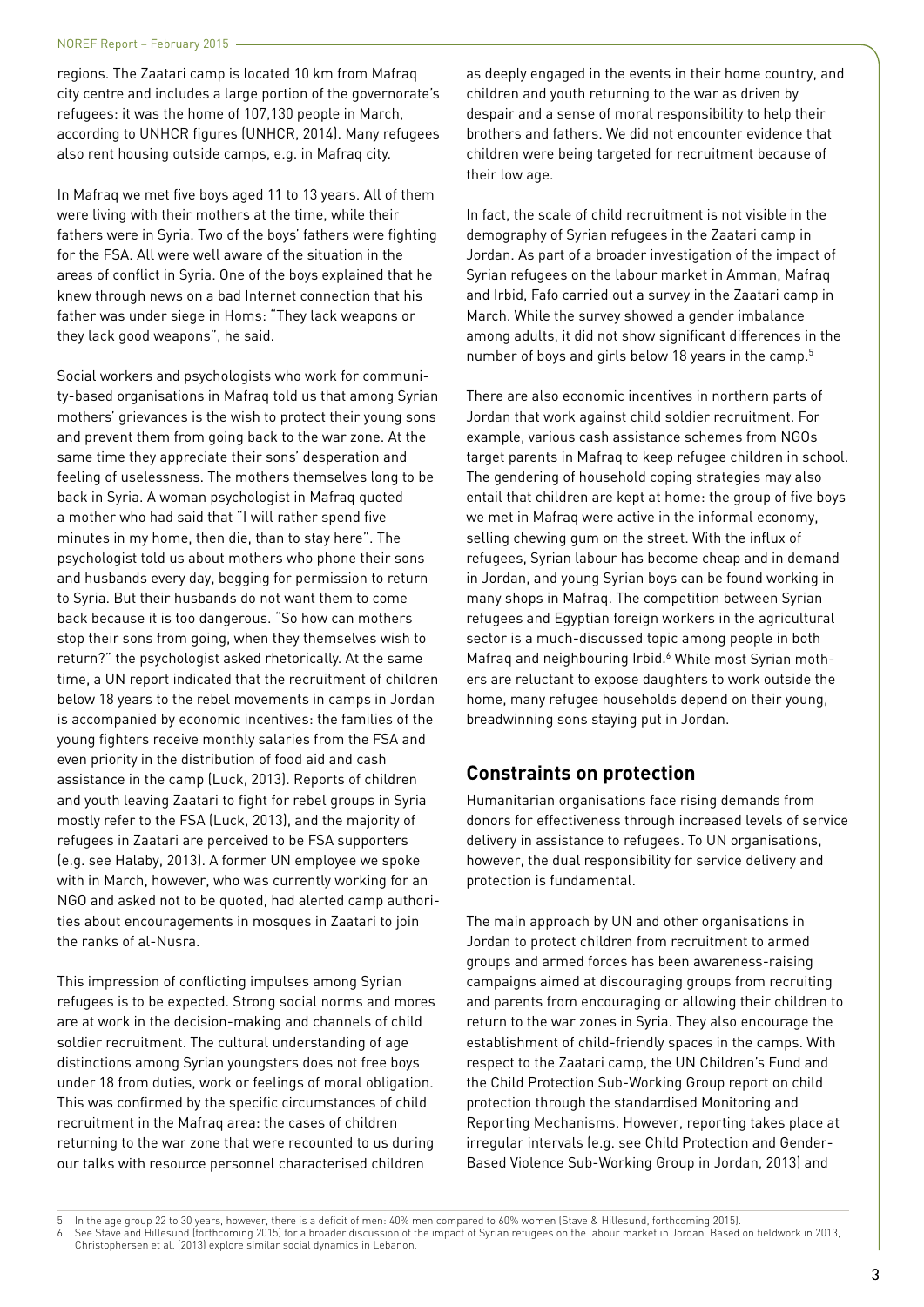regions. The Zaatari camp is located 10 km from Mafraq city centre and includes a large portion of the governorate's refugees: it was the home of 107,130 people in March, according to UNHCR figures (UNHCR, 2014). Many refugees also rent housing outside camps, e.g. in Mafraq city.

In Mafraq we met five boys aged 11 to 13 years. All of them were living with their mothers at the time, while their fathers were in Syria. Two of the boys' fathers were fighting for the FSA. All were well aware of the situation in the areas of conflict in Syria. One of the boys explained that he knew through news on a bad Internet connection that his father was under siege in Homs: "They lack weapons or they lack good weapons", he said.

Social workers and psychologists who work for community-based organisations in Mafraq told us that among Syrian mothers' grievances is the wish to protect their young sons and prevent them from going back to the war zone. At the same time they appreciate their sons' desperation and feeling of uselessness. The mothers themselves long to be back in Syria. A woman psychologist in Mafraq quoted a mother who had said that "I will rather spend five minutes in my home, then die, than to stay here". The psychologist told us about mothers who phone their sons and husbands every day, begging for permission to return to Syria. But their husbands do not want them to come back because it is too dangerous. "So how can mothers stop their sons from going, when they themselves wish to return?" the psychologist asked rhetorically. At the same time, a UN report indicated that the recruitment of children below 18 years to the rebel movements in camps in Jordan is accompanied by economic incentives: the families of the young fighters receive monthly salaries from the FSA and even priority in the distribution of food aid and cash assistance in the camp (Luck, 2013). Reports of children and youth leaving Zaatari to fight for rebel groups in Syria mostly refer to the FSA (Luck, 2013), and the majority of refugees in Zaatari are perceived to be FSA supporters (e.g. see Halaby, 2013). A former UN employee we spoke with in March, however, who was currently working for an NGO and asked not to be quoted, had alerted camp authorities about encouragements in mosques in Zaatari to join the ranks of al-Nusra.

This impression of conflicting impulses among Syrian refugees is to be expected. Strong social norms and mores are at work in the decision-making and channels of child soldier recruitment. The cultural understanding of age distinctions among Syrian youngsters does not free boys under 18 from duties, work or feelings of moral obligation. This was confirmed by the specific circumstances of child recruitment in the Mafraq area: the cases of children returning to the war zone that were recounted to us during our talks with resource personnel characterised children as deeply engaged in the events in their home country, and children and youth returning to the war as driven by despair and a sense of moral responsibility to help their brothers and fathers. We did not encounter evidence that children were being targeted for recruitment because of their low age.

In fact, the scale of child recruitment is not visible in the demography of Syrian refugees in the Zaatari camp in Jordan. As part of a broader investigation of the impact of Syrian refugees on the labour market in Amman, Mafraq and Irbid, Fafo carried out a survey in the Zaatari camp in March. While the survey showed a gender imbalance among adults, it did not show significant differences in the number of boys and girls below 18 years in the camp.[5]

There are also economic incentives in northern parts of Jordan that work against child soldier recruitment. For example, various cash assistance schemes from NGOs target parents in Mafraq to keep refugee children in school. The gendering of household coping strategies may also entail that children are kept at home: the group of five boys we met in Mafraq were active in the informal economy, selling chewing gum on the street. With the influx of refugees, Syrian labour has become cheap and in demand in Jordan, and young Syrian boys can be found working in many shops in Mafraq. The competition between Syrian refugees and Egyptian foreign workers in the agricultural sector is a much-discussed topic among people in both Mafraq and neighbouring Irbid.[6] While most Syrian mothers are reluctant to expose daughters to work outside the home, many refugee households depend on their young, breadwinning sons staying put in Jordan.

## Constraints on protection

Humanitarian organisations face rising demands from donors for effectiveness through increased levels of service delivery in assistance to refugees. To UN organisations, however, the dual responsibility for service delivery and protection is fundamental.

The main approach by UN and other organisations in Jordan to protect children from recruitment to armed groups and armed forces has been awareness-raising campaigns aimed at discouraging groups from recruiting and parents from encouraging or allowing their children to return to the war zones in Syria. They also encourage the establishment of child-friendly spaces in the camps. With respect to the Zaatari camp, the UN Children's Fund and the Child Protection Sub-Working Group report on child protection through the standardised Monitoring and Reporting Mechanisms. However, reporting takes place at irregular intervals (e.g. see Child Protection and Gender-Based Violence Sub-Working Group in Jordan, 2013) and

5 In the age group 22 to 30 years, however, there is a deficit of men: 40% men compared to 60% women (Stave & Hillesund, forthcoming 2015).

6 See Stave and Hillesund (forthcoming 2015) for a broader discussion of the impact of Syrian refugees on the labour market in Jordan. Based on fieldwork in 2013, Christophersen et al. (2013) explore similar social dynamics in Lebanon.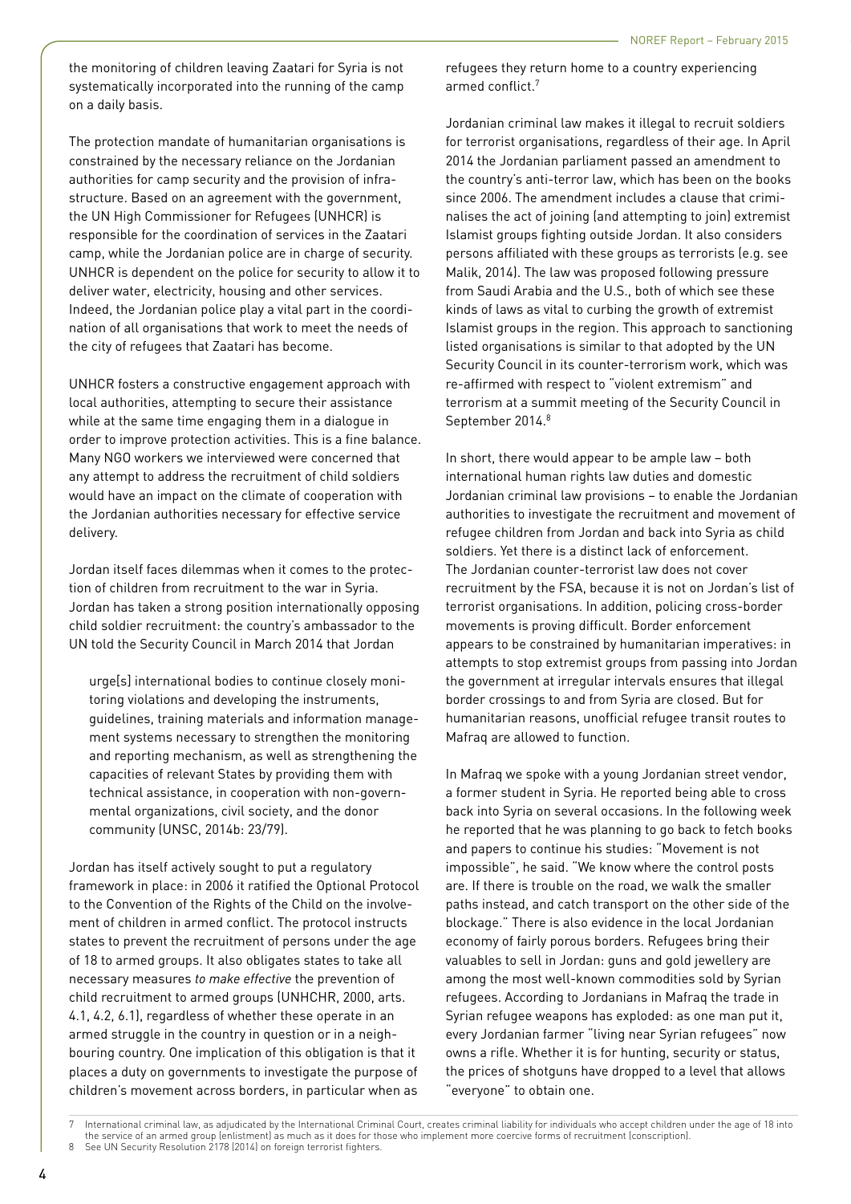the monitoring of children leaving Zaatari for Syria is not systematically incorporated into the running of the camp on a daily basis.

The protection mandate of humanitarian organisations is constrained by the necessary reliance on the Jordanian authorities for camp security and the provision of infrastructure. Based on an agreement with the government, the UN High Commissioner for Refugees (UNHCR) is responsible for the coordination of services in the Zaatari camp, while the Jordanian police are in charge of security. UNHCR is dependent on the police for security to allow it to deliver water, electricity, housing and other services. Indeed, the Jordanian police play a vital part in the coordination of all organisations that work to meet the needs of the city of refugees that Zaatari has become.

UNHCR fosters a constructive engagement approach with local authorities, attempting to secure their assistance while at the same time engaging them in a dialogue in order to improve protection activities. This is a fine balance. Many NGO workers we interviewed were concerned that any attempt to address the recruitment of child soldiers would have an impact on the climate of cooperation with the Jordanian authorities necessary for effective service delivery.

Jordan itself faces dilemmas when it comes to the protection of children from recruitment to the war in Syria. Jordan has taken a strong position internationally opposing child soldier recruitment: the country's ambassador to the UN told the Security Council in March 2014 that Jordan

> urge[s] international bodies to continue closely monitoring violations and developing the instruments, guidelines, training materials and information management systems necessary to strengthen the monitoring and reporting mechanism, as well as strengthening the capacities of relevant States by providing them with technical assistance, in cooperation with non-governmental organizations, civil society, and the donor community (UNSC, 2014b: 23/79).

Jordan has itself actively sought to put a regulatory framework in place: in 2006 it ratified the Optional Protocol to the Convention of the Rights of the Child on the involvement of children in armed conflict. The protocol instructs states to prevent the recruitment of persons under the age of 18 to armed groups. It also obligates states to take all necessary measures *to make effective* the prevention of child recruitment to armed groups (UNHCHR, 2000, arts. 4.1, 4.2, 6.1), regardless of whether these operate in an armed struggle in the country in question or in a neighbouring country. One implication of this obligation is that it places a duty on governments to investigate the purpose of children's movement across borders, in particular when as refugees they return home to a country experiencing armed conflict.[7]

Jordanian criminal law makes it illegal to recruit soldiers for terrorist organisations, regardless of their age. In April 2014 the Jordanian parliament passed an amendment to the country's anti-terror law, which has been on the books since 2006. The amendment includes a clause that criminalises the act of joining (and attempting to join) extremist Islamist groups fighting outside Jordan. It also considers persons affiliated with these groups as terrorists (e.g. see Malik, 2014). The law was proposed following pressure from Saudi Arabia and the U.S., both of which see these kinds of laws as vital to curbing the growth of extremist Islamist groups in the region. This approach to sanctioning listed organisations is similar to that adopted by the UN Security Council in its counter-terrorism work, which was re-affirmed with respect to "violent extremism" and terrorism at a summit meeting of the Security Council in September 2014.[8]

In short, there would appear to be ample law – both international human rights law duties and domestic Jordanian criminal law provisions – to enable the Jordanian authorities to investigate the recruitment and movement of refugee children from Jordan and back into Syria as child soldiers. Yet there is a distinct lack of enforcement. The Jordanian counter-terrorist law does not cover recruitment by the FSA, because it is not on Jordan's list of terrorist organisations. In addition, policing cross-border movements is proving difficult. Border enforcement appears to be constrained by humanitarian imperatives: in attempts to stop extremist groups from passing into Jordan the government at irregular intervals ensures that illegal border crossings to and from Syria are closed. But for humanitarian reasons, unofficial refugee transit routes to Mafraq are allowed to function.

In Mafraq we spoke with a young Jordanian street vendor, a former student in Syria. He reported being able to cross back into Syria on several occasions. In the following week he reported that he was planning to go back to fetch books and papers to continue his studies: "Movement is not impossible", he said. "We know where the control posts are. If there is trouble on the road, we walk the smaller paths instead, and catch transport on the other side of the blockage." There is also evidence in the local Jordanian economy of fairly porous borders. Refugees bring their valuables to sell in Jordan: guns and gold jewellery are among the most well-known commodities sold by Syrian refugees. According to Jordanians in Mafraq the trade in Syrian refugee weapons has exploded: as one man put it, every Jordanian farmer "living near Syrian refugees" now owns a rifle. Whether it is for hunting, security or status, the prices of shotguns have dropped to a level that allows "everyone" to obtain one.

---

7 International criminal law, as adjudicated by the International Criminal Court, creates criminal liability for individuals who accept children under the age of 18 into the service of an armed group (enlistment) as much as it does for those who implement more coercive forms of recruitment (conscription).

8 See UN Security Resolution 2178 (2014) on foreign terrorist fighters.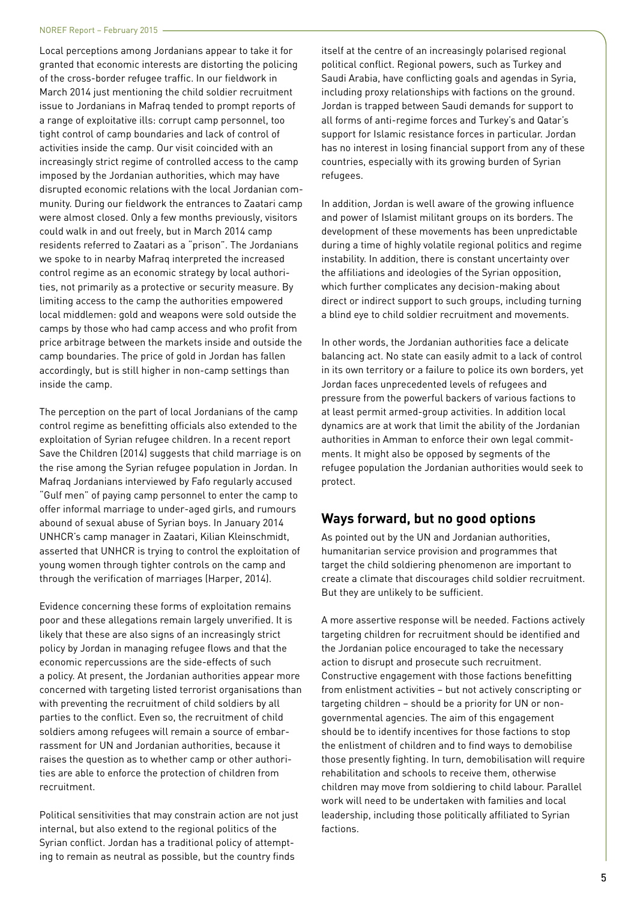Local perceptions among Jordanians appear to take it for granted that economic interests are distorting the policing of the cross-border refugee traffic. In our fieldwork in March 2014 just mentioning the child soldier recruitment issue to Jordanians in Mafraq tended to prompt reports of a range of exploitative ills: corrupt camp personnel, too tight control of camp boundaries and lack of control of activities inside the camp. Our visit coincided with an increasingly strict regime of controlled access to the camp imposed by the Jordanian authorities, which may have disrupted economic relations with the local Jordanian community. During our fieldwork the entrances to Zaatari camp were almost closed. Only a few months previously, visitors could walk in and out freely, but in March 2014 camp residents referred to Zaatari as a "prison". The Jordanians we spoke to in nearby Mafraq interpreted the increased control regime as an economic strategy by local authorities, not primarily as a protective or security measure. By limiting access to the camp the authorities empowered local middlemen: gold and weapons were sold outside the camps by those who had camp access and who profit from price arbitrage between the markets inside and outside the camp boundaries. The price of gold in Jordan has fallen accordingly, but is still higher in non-camp settings than inside the camp.

The perception on the part of local Jordanians of the camp control regime as benefitting officials also extended to the exploitation of Syrian refugee children. In a recent report Save the Children (2014) suggests that child marriage is on the rise among the Syrian refugee population in Jordan. In Mafraq Jordanians interviewed by Fafo regularly accused "Gulf men" of paying camp personnel to enter the camp to offer informal marriage to under-aged girls, and rumours abound of sexual abuse of Syrian boys. In January 2014 UNHCR's camp manager in Zaatari, Kilian Kleinschmidt, asserted that UNHCR is trying to control the exploitation of young women through tighter controls on the camp and through the verification of marriages (Harper, 2014).

Evidence concerning these forms of exploitation remains poor and these allegations remain largely unverified. It is likely that these are also signs of an increasingly strict policy by Jordan in managing refugee flows and that the economic repercussions are the side-effects of such a policy. At present, the Jordanian authorities appear more concerned with targeting listed terrorist organisations than with preventing the recruitment of child soldiers by all parties to the conflict. Even so, the recruitment of child soldiers among refugees will remain a source of embarrassment for UN and Jordanian authorities, because it raises the question as to whether camp or other authorities are able to enforce the protection of children from recruitment.

Political sensitivities that may constrain action are not just internal, but also extend to the regional politics of the Syrian conflict. Jordan has a traditional policy of attempting to remain as neutral as possible, but the country finds itself at the centre of an increasingly polarised regional political conflict. Regional powers, such as Turkey and Saudi Arabia, have conflicting goals and agendas in Syria, including proxy relationships with factions on the ground. Jordan is trapped between Saudi demands for support to all forms of anti-regime forces and Turkey's and Qatar's support for Islamic resistance forces in particular. Jordan has no interest in losing financial support from any of these countries, especially with its growing burden of Syrian refugees.

In addition, Jordan is well aware of the growing influence and power of Islamist militant groups on its borders. The development of these movements has been unpredictable during a time of highly volatile regional politics and regime instability. In addition, there is constant uncertainty over the affiliations and ideologies of the Syrian opposition, which further complicates any decision-making about direct or indirect support to such groups, including turning a blind eye to child soldier recruitment and movements.

In other words, the Jordanian authorities face a delicate balancing act. No state can easily admit to a lack of control in its own territory or a failure to police its own borders, yet Jordan faces unprecedented levels of refugees and pressure from the powerful backers of various factions to at least permit armed-group activities. In addition local dynamics are at work that limit the ability of the Jordanian authorities in Amman to enforce their own legal commitments. It might also be opposed by segments of the refugee population the Jordanian authorities would seek to protect.

## Ways forward, but no good options

As pointed out by the UN and Jordanian authorities, humanitarian service provision and programmes that target the child soldiering phenomenon are important to create a climate that discourages child soldier recruitment. But they are unlikely to be sufficient.

A more assertive response will be needed. Factions actively targeting children for recruitment should be identified and the Jordanian police encouraged to take the necessary action to disrupt and prosecute such recruitment. Constructive engagement with those factions benefitting from enlistment activities – but not actively conscripting or targeting children – should be a priority for UN or non-governmental agencies. The aim of this engagement should be to identify incentives for those factions to stop the enlistment of children and to find ways to demobilise those presently fighting. In turn, demobilisation will require rehabilitation and schools to receive them, otherwise children may move from soldiering to child labour. Parallel work will need to be undertaken with families and local leadership, including those politically affiliated to Syrian factions.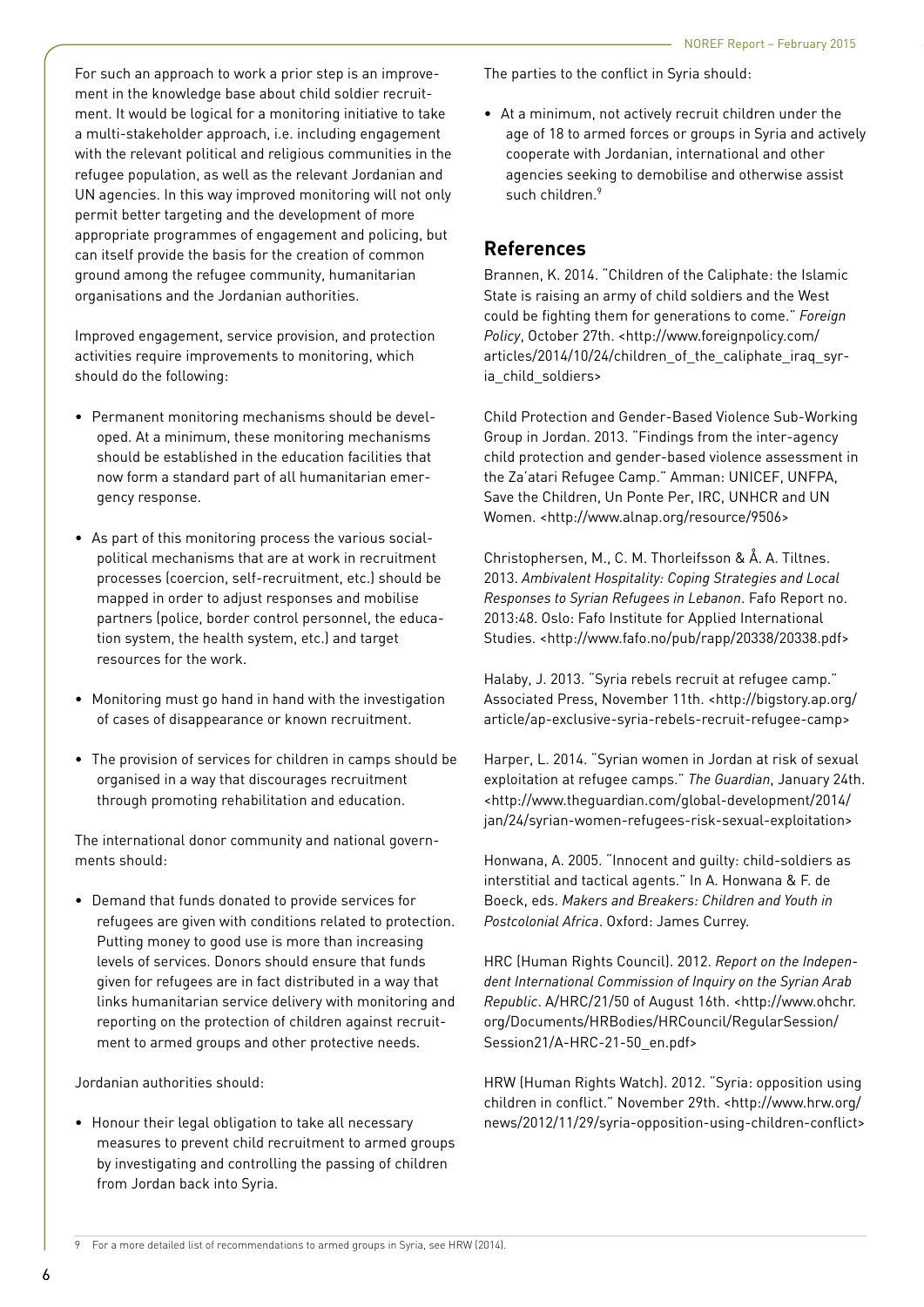For such an approach to work a prior step is an improvement in the knowledge base about child soldier recruitment. It would be logical for a monitoring initiative to take a multi-stakeholder approach, i.e. including engagement with the relevant political and religious communities in the refugee population, as well as the relevant Jordanian and UN agencies. In this way improved monitoring will not only permit better targeting and the development of more appropriate programmes of engagement and policing, but can itself provide the basis for the creation of common ground among the refugee community, humanitarian organisations and the Jordanian authorities.

Improved engagement, service provision, and protection activities require improvements to monitoring, which should do the following:

- Permanent monitoring mechanisms should be developed. At a minimum, these monitoring mechanisms should be established in the education facilities that now form a standard part of all humanitarian emergency response.
- As part of this monitoring process the various social-political mechanisms that are at work in recruitment processes (coercion, self-recruitment, etc.) should be mapped in order to adjust responses and mobilise partners (police, border control personnel, the education system, the health system, etc.) and target resources for the work.
- Monitoring must go hand in hand with the investigation of cases of disappearance or known recruitment.
- The provision of services for children in camps should be organised in a way that discourages recruitment through promoting rehabilitation and education.

The international donor community and national governments should:

- Demand that funds donated to provide services for refugees are given with conditions related to protection. Putting money to good use is more than increasing levels of services. Donors should ensure that funds given for refugees are in fact distributed in a way that links humanitarian service delivery with monitoring and reporting on the protection of children against recruitment to armed groups and other protective needs.

Jordanian authorities should:

- Honour their legal obligation to take all necessary measures to prevent child recruitment to armed groups by investigating and controlling the passing of children from Jordan back into Syria.

The parties to the conflict in Syria should:

- At a minimum, not actively recruit children under the age of 18 to armed forces or groups in Syria and actively cooperate with Jordanian, international and other agencies seeking to demobilise and otherwise assist such children.[9]

## References

Brannen, K. 2014. "Children of the Caliphate: the Islamic State is raising an army of child soldiers and the West could be fighting them for generations to come." *Foreign Policy*, October 27th. <http://www.foreignpolicy.com/articles/2014/10/24/children_of_the_caliphate_iraq_syria_child_soldiers>

Child Protection and Gender-Based Violence Sub-Working Group in Jordan. 2013. "Findings from the inter-agency child protection and gender-based violence assessment in the Za'atari Refugee Camp." Amman: UNICEF, UNFPA, Save the Children, Un Ponte Per, IRC, UNHCR and UN Women. <http://www.alnap.org/resource/9506>

Christophersen, M., C. M. Thorleifsson & Å. A. Tiltnes. 2013. *Ambivalent Hospitality: Coping Strategies and Local Responses to Syrian Refugees in Lebanon*. Fafo Report no. 2013:48. Oslo: Fafo Institute for Applied International Studies. <http://www.fafo.no/pub/rapp/20338/20338.pdf>

Halaby, J. 2013. "Syria rebels recruit at refugee camp." Associated Press, November 11th. <http://bigstory.ap.org/article/ap-exclusive-syria-rebels-recruit-refugee-camp>

Harper, L. 2014. "Syrian women in Jordan at risk of sexual exploitation at refugee camps." *The Guardian*, January 24th. <http://www.theguardian.com/global-development/2014/jan/24/syrian-women-refugees-risk-sexual-exploitation>

Honwana, A. 2005. "Innocent and guilty: child-soldiers as interstitial and tactical agents." In A. Honwana & F. de Boeck, eds. *Makers and Breakers: Children and Youth in Postcolonial Africa*. Oxford: James Currey.

HRC (Human Rights Council). 2012. *Report on the Independent International Commission of Inquiry on the Syrian Arab Republic*. A/HRC/21/50 of August 16th. <http://www.ohchr.org/Documents/HRBodies/HRCouncil/RegularSession/Session21/A-HRC-21-50_en.pdf>

HRW (Human Rights Watch). 2012. "Syria: opposition using children in conflict." November 29th. <http://www.hrw.org/news/2012/11/29/syria-opposition-using-children-conflict>

9 For a more detailed list of recommendations to armed groups in Syria, see HRW (2014).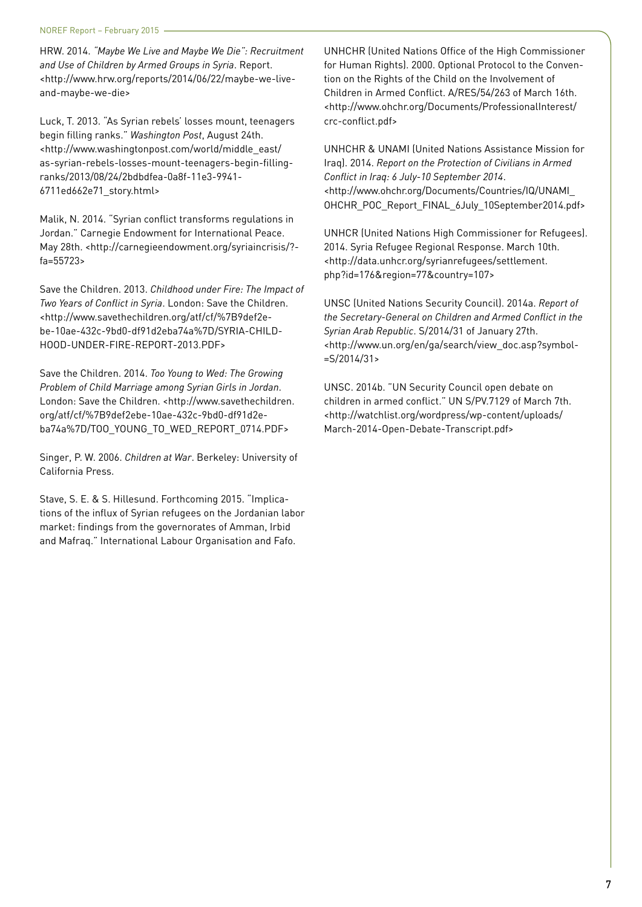HRW. 2014. *"Maybe We Live and Maybe We Die": Recruitment and Use of Children by Armed Groups in Syria*. Report. <http://www.hrw.org/reports/2014/06/22/maybe-we-live-and-maybe-we-die>

Luck, T. 2013. "As Syrian rebels' losses mount, teenagers begin filling ranks." *Washington Post*, August 24th. <http://www.washingtonpost.com/world/middle_east/as-syrian-rebels-losses-mount-teenagers-begin-filling-ranks/2013/08/24/2bdbdfea-0a8f-11e3-9941-6711ed662e71_story.html>

Malik, N. 2014. "Syrian conflict transforms regulations in Jordan." Carnegie Endowment for International Peace. May 28th. <http://carnegieendowment.org/syriaincrisis/?fa=55723>

Save the Children. 2013. *Childhood under Fire: The Impact of Two Years of Conflict in Syria*. London: Save the Children. <http://www.savethechildren.org/atf/cf/%7B9def2ebe-10ae-432c-9bd0-df91d2eba74a%7D/SYRIA-CHILDHOOD-UNDER-FIRE-REPORT-2013.PDF>

Save the Children. 2014. *Too Young to Wed: The Growing Problem of Child Marriage among Syrian Girls in Jordan*. London: Save the Children. <http://www.savethechildren.org/atf/cf/%7B9def2ebe-10ae-432c-9bd0-df91d2eba74a%7D/TOO_YOUNG_TO_WED_REPORT_0714.PDF>

Singer, P. W. 2006. *Children at War*. Berkeley: University of California Press.

Stave, S. E. & S. Hillesund. Forthcoming 2015. "Implications of the influx of Syrian refugees on the Jordanian labor market: findings from the governorates of Amman, Irbid and Mafraq." International Labour Organisation and Fafo.

UNHCHR (United Nations Office of the High Commissioner for Human Rights). 2000. Optional Protocol to the Convention on the Rights of the Child on the Involvement of Children in Armed Conflict. A/RES/54/263 of March 16th. <http://www.ohchr.org/Documents/ProfessionalInterest/crc-conflict.pdf>

UNHCHR & UNAMI (United Nations Assistance Mission for Iraq). 2014. *Report on the Protection of Civilians in Armed Conflict in Iraq: 6 July-10 September 2014*. <http://www.ohchr.org/Documents/Countries/IQ/UNAMI_OHCHR_POC_Report_FINAL_6July_10September2014.pdf>

UNHCR (United Nations High Commissioner for Refugees). 2014. Syria Refugee Regional Response. March 10th. <http://data.unhcr.org/syrianrefugees/settlement.php?id=176&region=77&country=107>

UNSC (United Nations Security Council). 2014a. *Report of the Secretary-General on Children and Armed Conflict in the Syrian Arab Republic*. S/2014/31 of January 27th. <http://www.un.org/en/ga/search/view_doc.asp?symbol=S/2014/31>

UNSC. 2014b. "UN Security Council open debate on children in armed conflict." UN S/PV.7129 of March 7th. <http://watchlist.org/wordpress/wp-content/uploads/March-2014-Open-Debate-Transcript.pdf>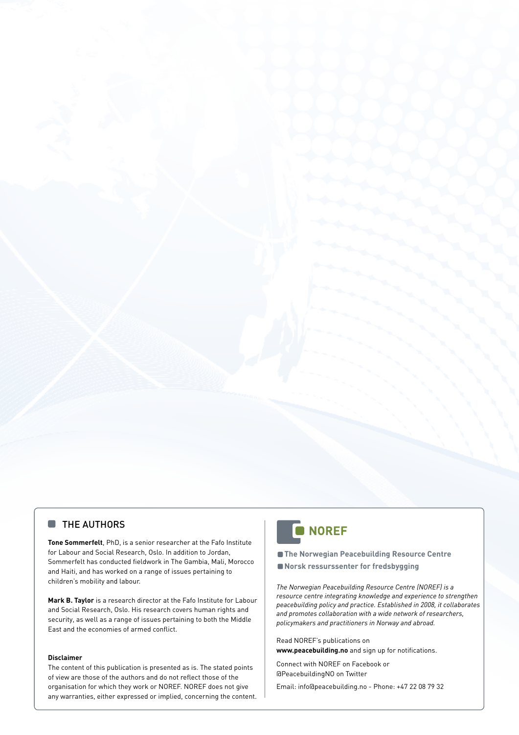## THE AUTHORS

**Tone Sommerfelt**, PhD, is a senior researcher at the Fafo Institute for Labour and Social Research, Oslo. In addition to Jordan, Sommerfelt has conducted fieldwork in The Gambia, Mali, Morocco and Haiti, and has worked on a range of issues pertaining to children's mobility and labour.

**Mark B. Taylor** is a research director at the Fafo Institute for Labour and Social Research, Oslo. His research covers human rights and security, as well as a range of issues pertaining to both the Middle East and the economies of armed conflict.

**Disclaimer**

The content of this publication is presented as is. The stated points of view are those of the authors and do not reflect those of the organisation for which they work or NOREF. NOREF does not give any warranties, either expressed or implied, concerning the content.

**NOREF**

**The Norwegian Peacebuilding Resource Centre**

**Norsk ressurssenter for fredsbygging**

*The Norwegian Peacebuilding Resource Centre (NOREF) is a resource centre integrating knowledge and experience to strengthen peacebuilding policy and practice. Established in 2008, it collaborates and promotes collaboration with a wide network of researchers, policymakers and practitioners in Norway and abroad.*

Read NOREF's publications on **www.peacebuilding.no** and sign up for notifications.

Connect with NOREF on Facebook or @PeacebuildingNO on Twitter

Email: info@peacebuilding.no - Phone: +47 22 08 79 32